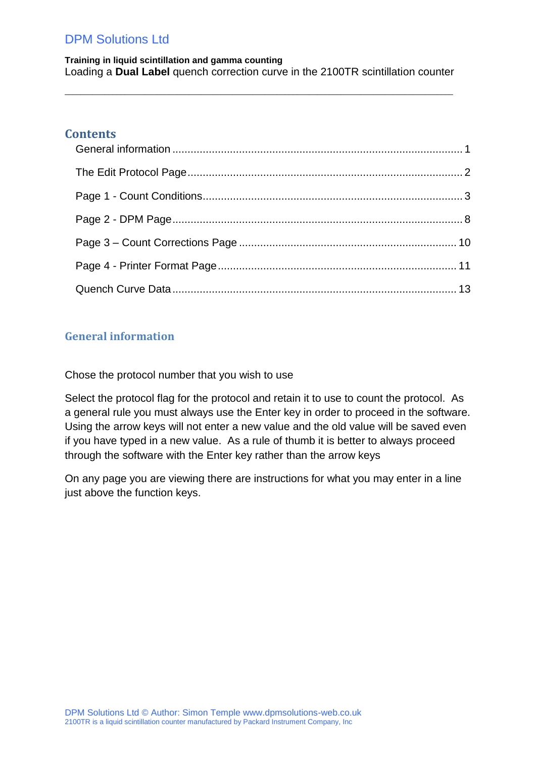DPM Solutions Ltd

**Training in liquid scintillation and gamma counting**

Loading a **Dual Label** quench correction curve in the 2100TR scintillation counter

---

## Contents

General information ............................................................ 1

The Edit Protocol Page ........................................................ 2

Page 1 - Count Conditions ..................................................... 3

Page 2 - DPM Page .............................................................. 8

Page 3 – Count Corrections Page ............................................. 10

Page 4 - Printer Format Page ................................................. 11

Quench Curve Data ............................................................. 13

## General information

Chose the protocol number that you wish to use

Select the protocol flag for the protocol and retain it to use to count the protocol. As a general rule you must always use the Enter key in order to proceed in the software. Using the arrow keys will not enter a new value and the old value will be saved even if you have typed in a new value. As a rule of thumb it is better to always proceed through the software with the Enter key rather than the arrow keys

On any page you are viewing there are instructions for what you may enter in a line just above the function keys.

DPM Solutions Ltd © Author: Simon Temple www.dpmsolutions-web.co.uk
2100TR is a liquid scintillation counter manufactured by Packard Instrument Company, Inc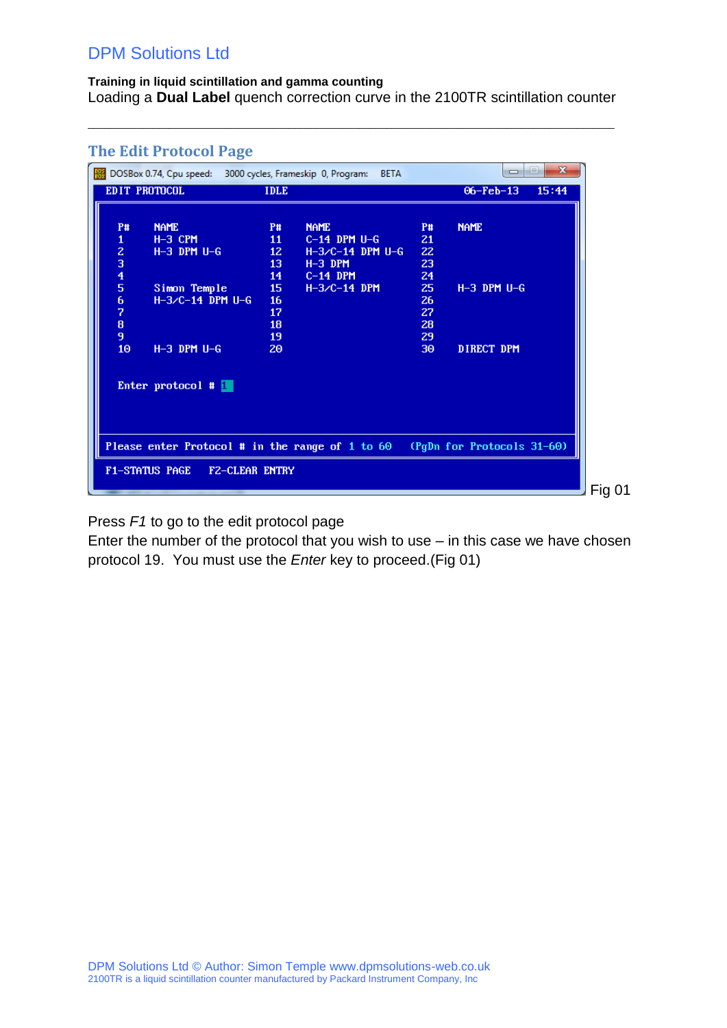## The Edit Protocol Page

```
DOSBox 0.74, Cpu speed:   3000 cycles, Frameskip 0, Program:   BETA

EDIT PROTOCOL                 IDLE                       06-Feb-13    15:44

 P#    NAME               P#    NAME               P#    NAME
 1     H-3 CPM            11    C-14 DPM U-G       21
 2     H-3 DPM U-G        12    H-3/C-14 DPM U-G   22
 3                        13    H-3 DPM            23
 4                        14    C-14 DPM           24
 5     Simon Temple       15    H-3/C-14 DPM       25    H-3 DPM U-G
 6     H-3/C-14 DPM U-G   16                       26
 7                        17                       27
 8                        18                       28
 9                        19                       29
 10    H-3 DPM U-G        20                       30    DIRECT DPM

 Enter protocol # 1

Please enter Protocol # in the range of 1 to 60   (PgDn for Protocols 31-60)

F1-STATUS PAGE   F2-CLEAR ENTRY
```

Fig 01

Press *F1* to go to the edit protocol page

Enter the number of the protocol that you wish to use – in this case we have chosen protocol 19. You must use the *Enter* key to proceed.(Fig 01)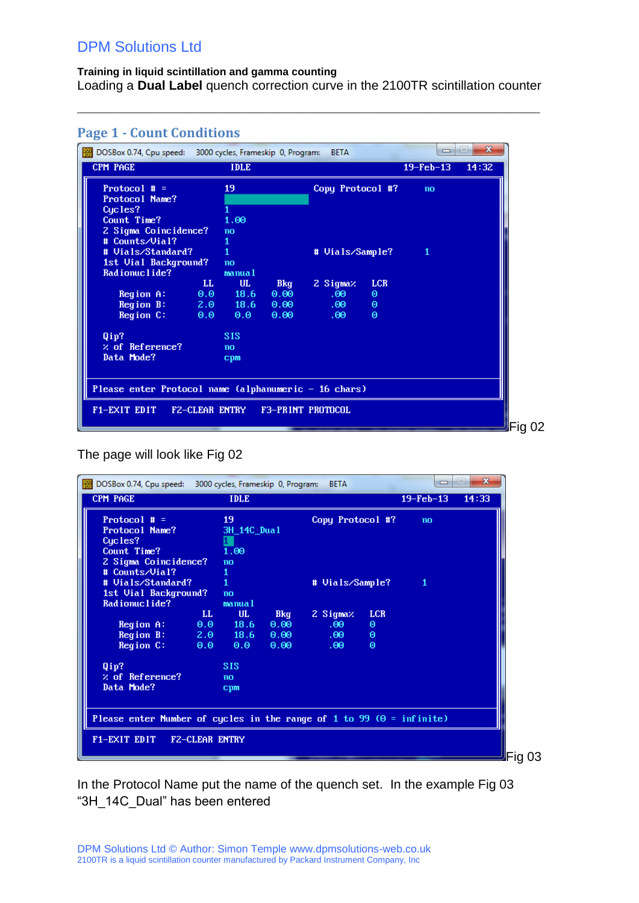DPM Solutions Ltd

**Training in liquid scintillation and gamma counting**

Loading a **Dual Label** quench correction curve in the 2100TR scintillation counter

---

## Page 1 - Count Conditions

```
DOSBox 0.74, Cpu speed:   3000 cycles, Frameskip  0, Program:   BETA

CPM PAGE                     IDLE                          19-Feb-13    14:32

   Protocol # =               19                 Copy Protocol #?       no
   Protocol Name?
   Cycles?                    1
   Count Time?                1.00
   2 Sigma Coincidence?       no
   # Counts/Vial?             1
   # Vials/Standard?          1                  # Vials/Sample?        1
   1st Vial Background?       no
   Radionuclide?              manual
                        LL      UL      Bkg      2 Sigma%   LCR
      Region A:         0.0     18.6    0.00      .00       0
      Region B:         2.0     18.6    0.00      .00       0
      Region C:         0.0     0.0     0.00      .00       0

   Qip?                       SIS
   % of Reference?            no
   Data Mode?                 cpm

 Please enter Protocol name (alphanumeric - 16 chars)

 F1-EXIT EDIT    F2-CLEAR ENTRY    F3-PRINT PROTOCOL
```

Fig 02

The page will look like Fig 02

```
DOSBox 0.74, Cpu speed:   3000 cycles, Frameskip  0, Program:   BETA

CPM PAGE                     IDLE                          19-Feb-13    14:33

   Protocol # =               19                 Copy Protocol #?       no
   Protocol Name?             3H_14C_Dual
   Cycles?                    1
   Count Time?                1.00
   2 Sigma Coincidence?       no
   # Counts/Vial?             1
   # Vials/Standard?          1                  # Vials/Sample?        1
   1st Vial Background?       no
   Radionuclide?              manual
                        LL      UL      Bkg      2 Sigma%   LCR
      Region A:         0.0     18.6    0.00      .00       0
      Region B:         2.0     18.6    0.00      .00       0
      Region C:         0.0     0.0     0.00      .00       0

   Qip?                       SIS
   % of Reference?            no
   Data Mode?                 cpm

 Please enter Number of cycles in the range of 1 to 99 (0 = infinite)

 F1-EXIT EDIT    F2-CLEAR ENTRY
```

Fig 03

In the Protocol Name put the name of the quench set. In the example Fig 03 "3H_14C_Dual" has been entered

DPM Solutions Ltd © Author: Simon Temple www.dpmsolutions-web.co.uk
2100TR is a liquid scintillation counter manufactured by Packard Instrument Company, Inc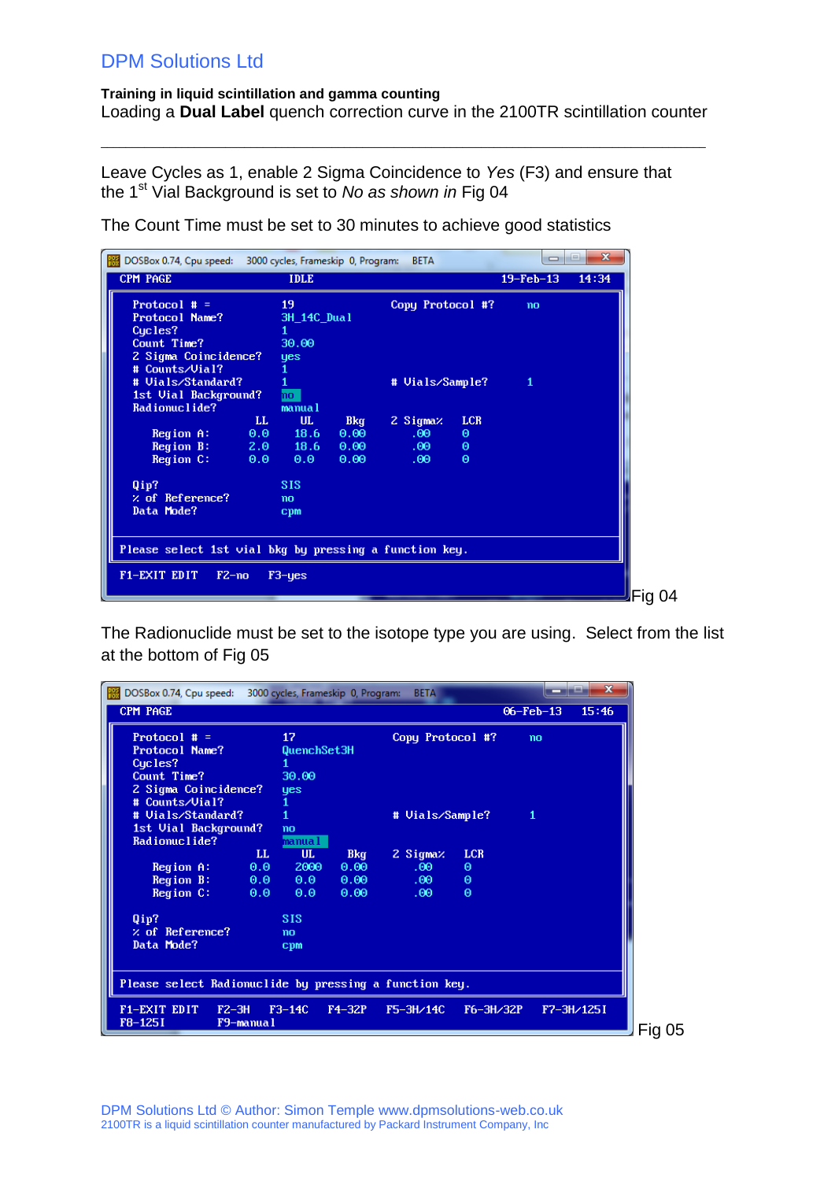Leave Cycles as 1, enable 2 Sigma Coincidence to *Yes* (F3) and ensure that the 1st Vial Background is set to *No as shown in* Fig 04

The Count Time must be set to 30 minutes to achieve good statistics

```
DOSBox 0.74, Cpu speed:   3000 cycles, Frameskip  0, Program:   BETA
CPM PAGE                    IDLE                           19-Feb-13    14:34

  Protocol # =              19                 Copy Protocol #?    no
  Protocol Name?            3H_14C_Dual
  Cycles?                   1
  Count Time?               30.00
  2 Sigma Coincidence?      yes
  # Counts/Vial?            1
  # Vials/Standard?         1                  # Vials/Sample?     1
  1st Vial Background?      no
  Radionuclide?             manual
                       LL      UL      Bkg     2 Sigma%    LCR
     Region A:         0.0     18.6    0.00      .00       0
     Region B:         2.0     18.6    0.00      .00       0
     Region C:         0.0     0.0     0.00      .00       0

  Qip?                      SIS
  % of Reference?           no
  Data Mode?                cpm

 Please select 1st vial bkg by pressing a function key.

 F1-EXIT EDIT   F2-no   F3-yes
```

Fig 04

The Radionuclide must be set to the isotope type you are using.  Select from the list at the bottom of Fig 05

```
DOSBox 0.74, Cpu speed:   3000 cycles, Frameskip  0, Program:   BETA
CPM PAGE                                                   06-Feb-13    15:46

  Protocol # =              17                 Copy Protocol #?    no
  Protocol Name?            QuenchSet3H
  Cycles?                   1
  Count Time?               30.00
  2 Sigma Coincidence?      yes
  # Counts/Vial?            1
  # Vials/Standard?         1                  # Vials/Sample?     1
  1st Vial Background?      no
  Radionuclide?             manual
                       LL      UL      Bkg     2 Sigma%    LCR
     Region A:         0.0     2000    0.00      .00       0
     Region B:         0.0     0.0     0.00      .00       0
     Region C:         0.0     0.0     0.00      .00       0

  Qip?                      SIS
  % of Reference?           no
  Data Mode?                cpm

 Please select Radionuclide by pressing a function key.

 F1-EXIT EDIT   F2-3H   F3-14C   F4-32P   F5-3H/14C   F6-3H/32P   F7-3H/125I
 F8-125I        F9-manual
```

Fig 05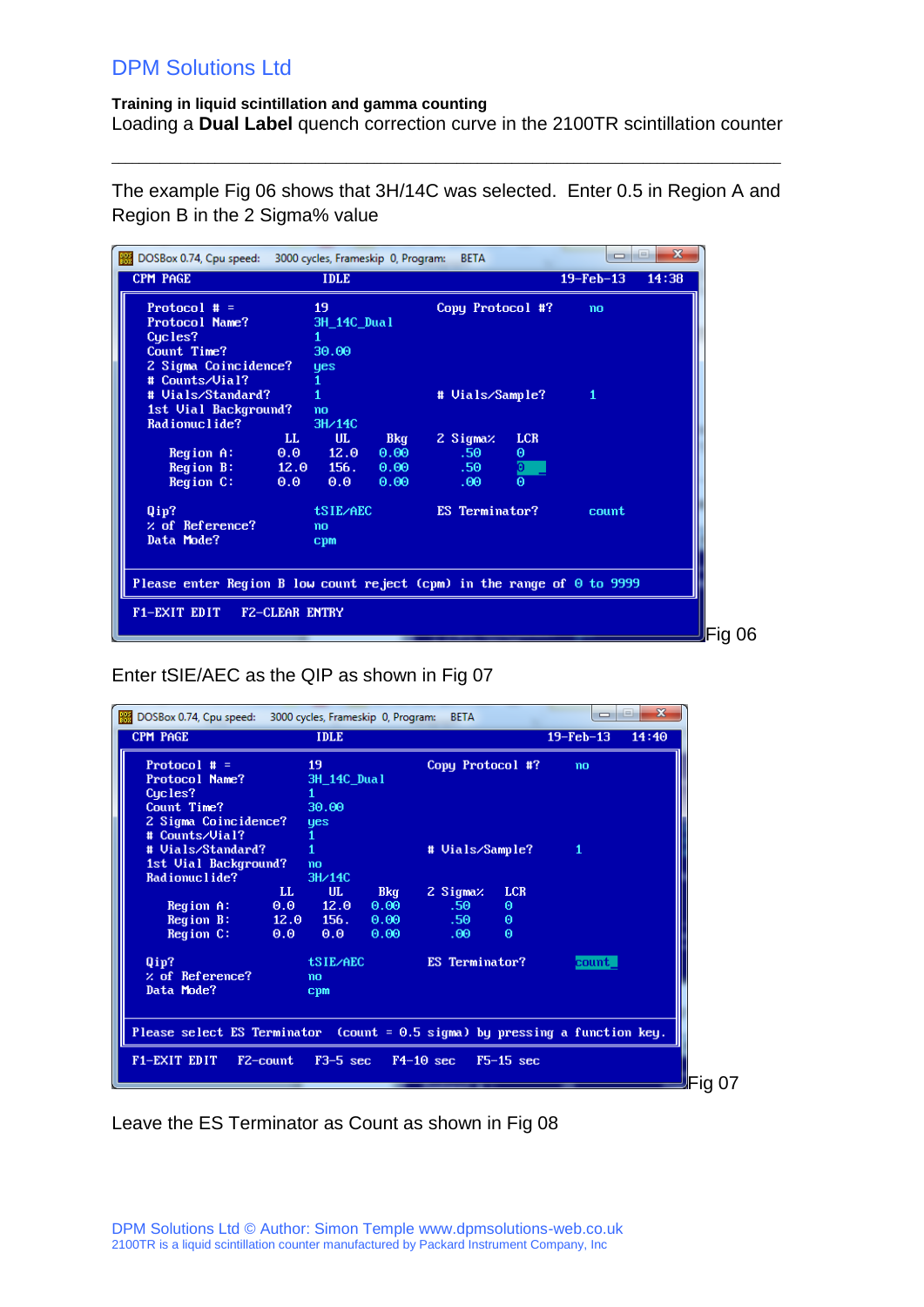The example Fig 06 shows that 3H/14C was selected. Enter 0.5 in Region A and Region B in the 2 Sigma% value

```
DOSBox 0.74, Cpu speed:   3000 cycles, Frameskip  0, Program:   BETA
CPM PAGE                    IDLE                           19-Feb-13    14:38

  Protocol # =              19                Copy Protocol #?      no
  Protocol Name?            3H_14C_Dual
  Cycles?                   1
  Count Time?               30.00
  2 Sigma Coincidence?      yes
  # Counts/Vial?            1
  # Vials/Standard?         1                 # Vials/Sample?       1
  1st Vial Background?      no
  Radionuclide?             3H/14C
                      LL      UL      Bkg     2 Sigma%   LCR
     Region A:        0.0     12.0    0.00      .50      0
     Region B:        12.0    156.    0.00      .50      0
     Region C:        0.0     0.0     0.00      .00      0

  Qip?                      tSIE/AEC          ES Terminator?        count
  % of Reference?           no
  Data Mode?                cpm

Please enter Region B low count reject (cpm) in the range of 0 to 9999

F1-EXIT EDIT    F2-CLEAR ENTRY
```

Fig 06

Enter tSIE/AEC as the QIP as shown in Fig 07

```
DOSBox 0.74, Cpu speed:   3000 cycles, Frameskip  0, Program:   BETA
CPM PAGE                    IDLE                           19-Feb-13    14:40

  Protocol # =              19                Copy Protocol #?      no
  Protocol Name?            3H_14C_Dual
  Cycles?                   1
  Count Time?               30.00
  2 Sigma Coincidence?      yes
  # Counts/Vial?            1
  # Vials/Standard?         1                 # Vials/Sample?       1
  1st Vial Background?      no
  Radionuclide?             3H/14C
                      LL      UL      Bkg     2 Sigma%   LCR
     Region A:        0.0     12.0    0.00      .50      0
     Region B:        12.0    156.    0.00      .50      0
     Region C:        0.0     0.0     0.00      .00      0

  Qip?                      tSIE/AEC          ES Terminator?        count
  % of Reference?           no
  Data Mode?                cpm

Please select ES Terminator  (count = 0.5 sigma) by pressing a function key.

F1-EXIT EDIT   F2-count   F3-5 sec   F4-10 sec   F5-15 sec
```

Fig 07

Leave the ES Terminator as Count as shown in Fig 08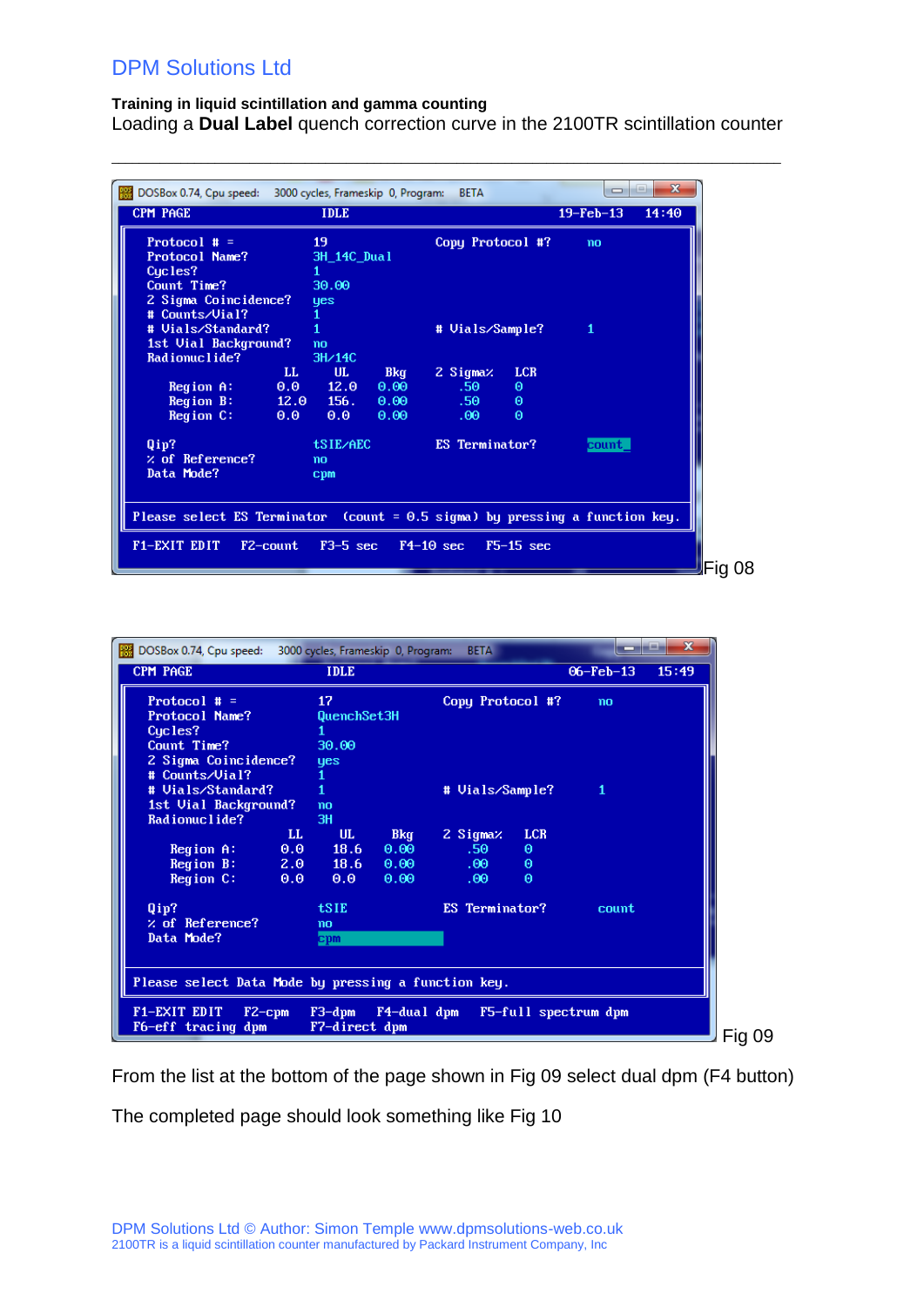# DPM Solutions Ltd

**Training in liquid scintillation and gamma counting**

Loading a **Dual Label** quench correction curve in the 2100TR scintillation counter

---

```
DOSBox 0.74, Cpu speed:   3000 cycles, Frameskip  0, Program:   BETA
CPM PAGE                     IDLE                        19-Feb-13    14:40

  Protocol # =                 19              Copy Protocol #?      no
  Protocol Name?               3H_14C_Dual
  Cycles?                      1
  Count Time?                  30.00
  2 Sigma Coincidence?         yes
  # Counts/Vial?               1
  # Vials/Standard?            1               # Vials/Sample?       1
  1st Vial Background?         no
  Radionuclide?                3H/14C
                          LL      UL     Bkg     2 Sigma%   LCR
     Region A:           0.0     12.0    0.00     .50       0
     Region B:          12.0     156.    0.00     .50       0
     Region C:           0.0     0.0     0.00     .00       0

  Qip?                         tSIE/AEC        ES Terminator?        count_
  % of Reference?              no
  Data Mode?                   cpm

 Please select ES Terminator  (count = 0.5 sigma) by pressing a function key.

 F1-EXIT EDIT   F2-count   F3-5 sec   F4-10 sec   F5-15 sec
```

Fig 08

```
DOSBox 0.74, Cpu speed:   3000 cycles, Frameskip  0, Program:   BETA
CPM PAGE                     IDLE                        06-Feb-13    15:49

  Protocol # =                 17              Copy Protocol #?      no
  Protocol Name?               QuenchSet3H
  Cycles?                      1
  Count Time?                  30.00
  2 Sigma Coincidence?         yes
  # Counts/Vial?               1
  # Vials/Standard?            1               # Vials/Sample?       1
  1st Vial Background?         no
  Radionuclide?                3H
                          LL      UL     Bkg     2 Sigma%   LCR
     Region A:           0.0     18.6    0.00     .50       0
     Region B:           2.0     18.6    0.00     .00       0
     Region C:           0.0     0.0     0.00     .00       0

  Qip?                         tSIE            ES Terminator?        count
  % of Reference?              no
  Data Mode?                   cpm

 Please select Data Mode by pressing a function key.

 F1-EXIT EDIT   F2-cpm   F3-dpm   F4-dual dpm   F5-full spectrum dpm
 F6-eff tracing dpm      F7-direct dpm
```

Fig 09

From the list at the bottom of the page shown in Fig 09 select dual dpm (F4 button)

The completed page should look something like Fig 10

DPM Solutions Ltd © Author: Simon Temple www.dpmsolutions-web.co.uk
2100TR is a liquid scintillation counter manufactured by Packard Instrument Company, Inc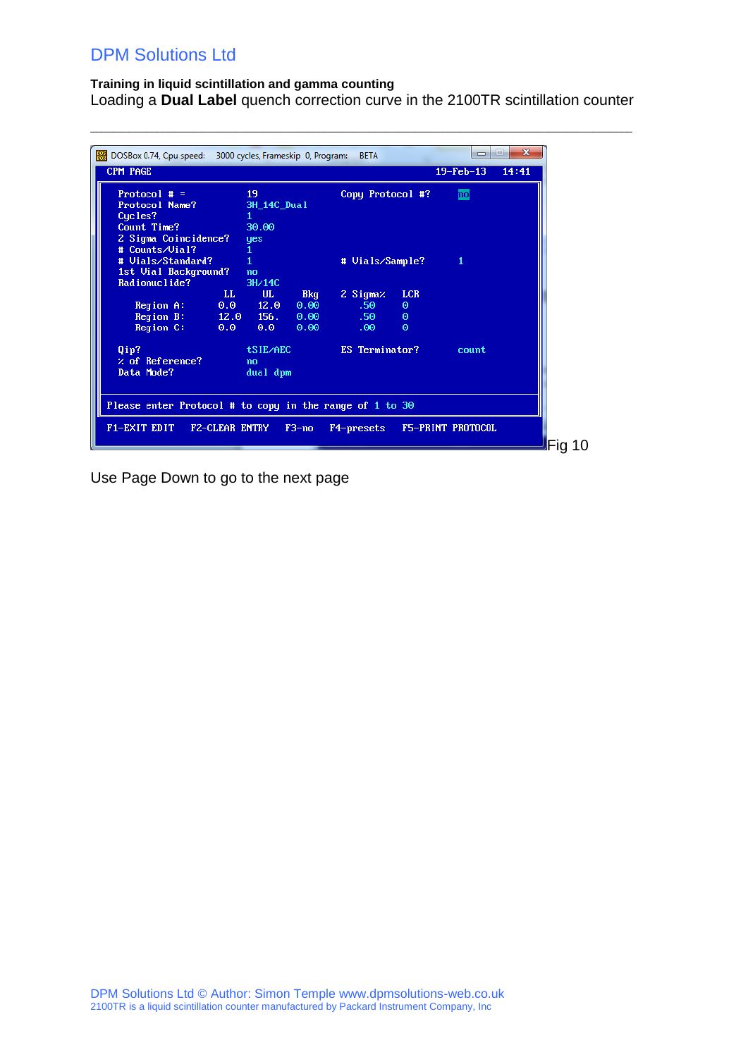**Training in liquid scintillation and gamma counting**

Loading a **Dual Label** quench correction curve in the 2100TR scintillation counter

---

```
DOSBox 0.74, Cpu speed:   3000 cycles, Frameskip  0, Program:   BETA
 CPM PAGE                                                   19-Feb-13   14:41

   Protocol # =           19                 Copy Protocol #?    no
   Protocol Name?         3H_14C_Dual
   Cycles?                1
   Count Time?            30.00
   2 Sigma Coincidence?   yes
   # Counts/Vial?         1
   # Vials/Standard?      1                  # Vials/Sample?     1
   1st Vial Background?   no
   Radionuclide?          3H/14C
                      LL     UL    Bkg     2 Sigma%   LCR
      Region A:      0.0    12.0   0.00      .50      0
      Region B:      12.0   156.   0.00      .50      0
      Region C:      0.0    0.0    0.00      .00      0

   Qip?                   tSIE/AEC           ES Terminator?      count
   % of Reference?        no
   Data Mode?             dual dpm

 Please enter Protocol # to copy in the range of 1 to 30

 F1-EXIT EDIT   F2-CLEAR ENTRY   F3-no   F4-presets   F5-PRINT PROTOCOL
```

Fig 10

Use Page Down to go to the next page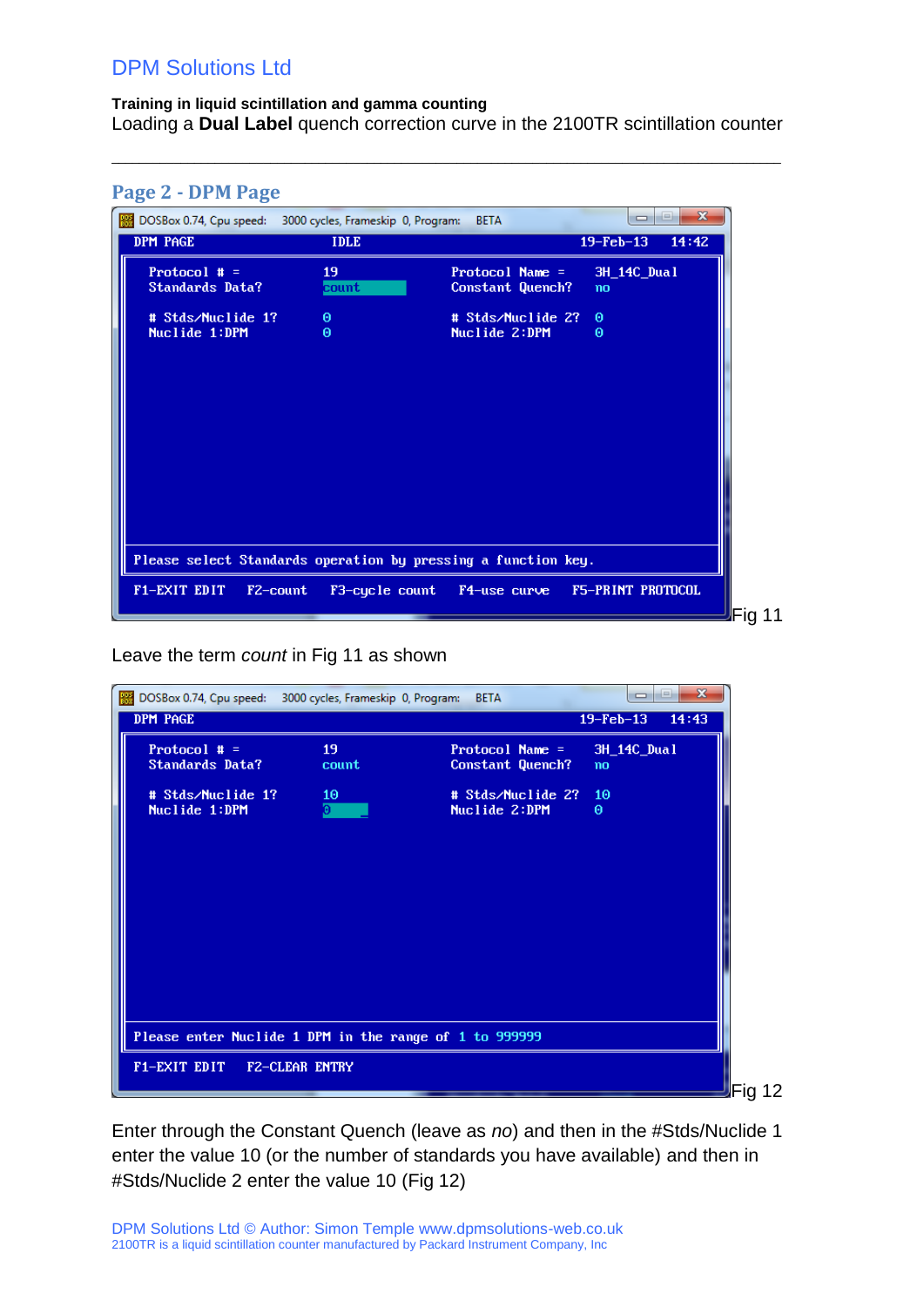## Page 2 - DPM Page

```
DOSBox 0.74, Cpu speed:   3000 cycles, Frameskip  0, Program:   BETA
DPM PAGE                    IDLE                         19-Feb-13    14:42

  Protocol # =              19                 Protocol Name =    3H_14C_Dual
  Standards Data?           count              Constant Quench?   no

  # Stds/Nuclide 1?         0                  # Stds/Nuclide 2?  0
  Nuclide 1:DPM             0                  Nuclide 2:DPM      0

Please select Standards operation by pressing a function key.

F1-EXIT EDIT   F2-count   F3-cycle count   F4-use curve   F5-PRINT PROTOCOL
```

Fig 11

Leave the term *count* in Fig 11 as shown

```
DOSBox 0.74, Cpu speed:   3000 cycles, Frameskip  0, Program:   BETA
DPM PAGE                                                 19-Feb-13    14:43

  Protocol # =              19                 Protocol Name =    3H_14C_Dual
  Standards Data?           count              Constant Quench?   no

  # Stds/Nuclide 1?         10                 # Stds/Nuclide 2?  10
  Nuclide 1:DPM             0                  Nuclide 2:DPM      0

Please enter Nuclide 1 DPM in the range of 1 to 999999

F1-EXIT EDIT   F2-CLEAR ENTRY
```

Fig 12

Enter through the Constant Quench (leave as *no*) and then in the #Stds/Nuclide 1 enter the value 10 (or the number of standards you have available) and then in #Stds/Nuclide 2 enter the value 10 (Fig 12)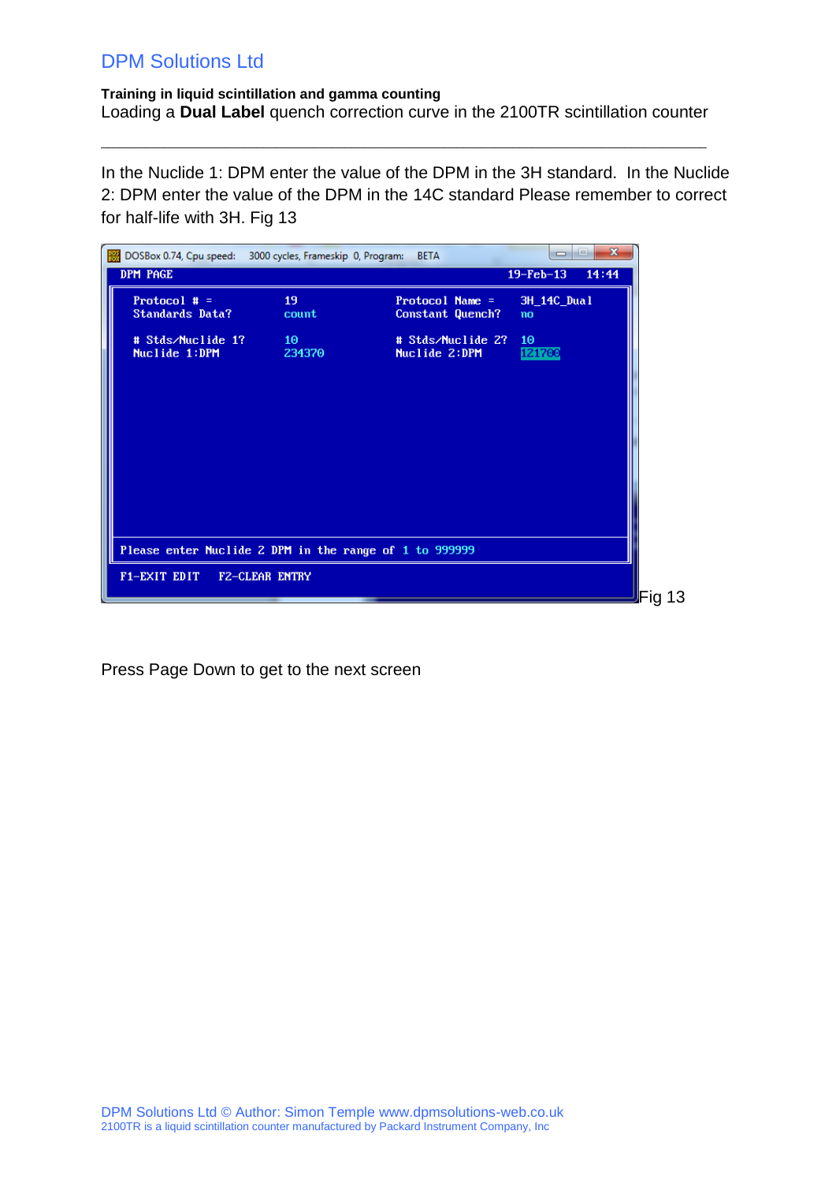In the Nuclide 1: DPM enter the value of the DPM in the 3H standard. In the Nuclide 2: DPM enter the value of the DPM in the 14C standard Please remember to correct for half-life with 3H. Fig 13

```
DOSBox 0.74, Cpu speed:   3000 cycles, Frameskip 0, Program:   BETA
DPM PAGE                                                19-Feb-13    14:44

   Protocol # =          19              Protocol Name =    3H_14C_Dual
   Standards Data?       count           Constant Quench?   no

   # Stds/Nuclide 1?     10              # Stds/Nuclide 2?  10
   Nuclide 1:DPM         234370          Nuclide 2:DPM      121700

Please enter Nuclide 2 DPM in the range of 1 to 999999

F1-EXIT EDIT    F2-CLEAR ENTRY
```

Fig 13

Press Page Down to get to the next screen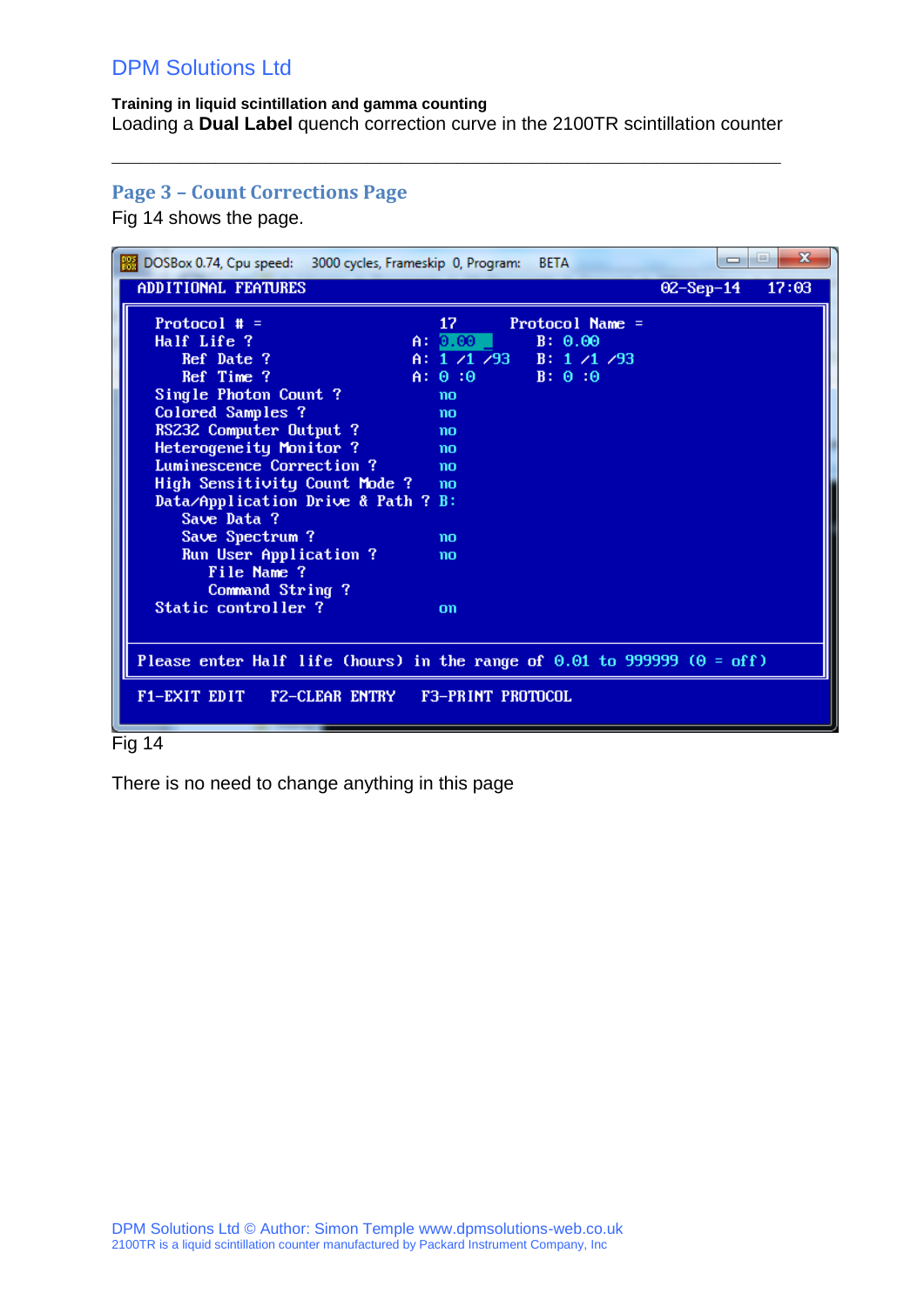## Page 3 – Count Corrections Page

Fig 14 shows the page.

```
DOSBox 0.74, Cpu speed:   3000 cycles, Frameskip 0, Program:   BETA

ADDITIONAL FEATURES                                        02-Sep-14    17:03

   Protocol # =                        17      Protocol Name =
   Half Life ?                      A: 0.00 _      B: 0.00
      Ref Date ?                    A: 1 /1 /93    B: 1 /1 /93
      Ref Time ?                    A: 0 :0        B: 0 :0
   Single Photon Count ?               no
   Colored Samples ?                   no
   RS232 Computer Output ?             no
   Heterogeneity Monitor ?             no
   Luminescence Correction ?           no
   High Sensitivity Count Mode ?       no
   Data/Application Drive & Path ? B:
      Save Data ?
      Save Spectrum ?                  no
      Run User Application ?           no
         File Name ?
         Command String ?
   Static controller ?                 on

 Please enter Half life (hours) in the range of 0.01 to 999999 (0 = off)

 F1-EXIT EDIT    F2-CLEAR ENTRY    F3-PRINT PROTOCOL
```

Fig 14

There is no need to change anything in this page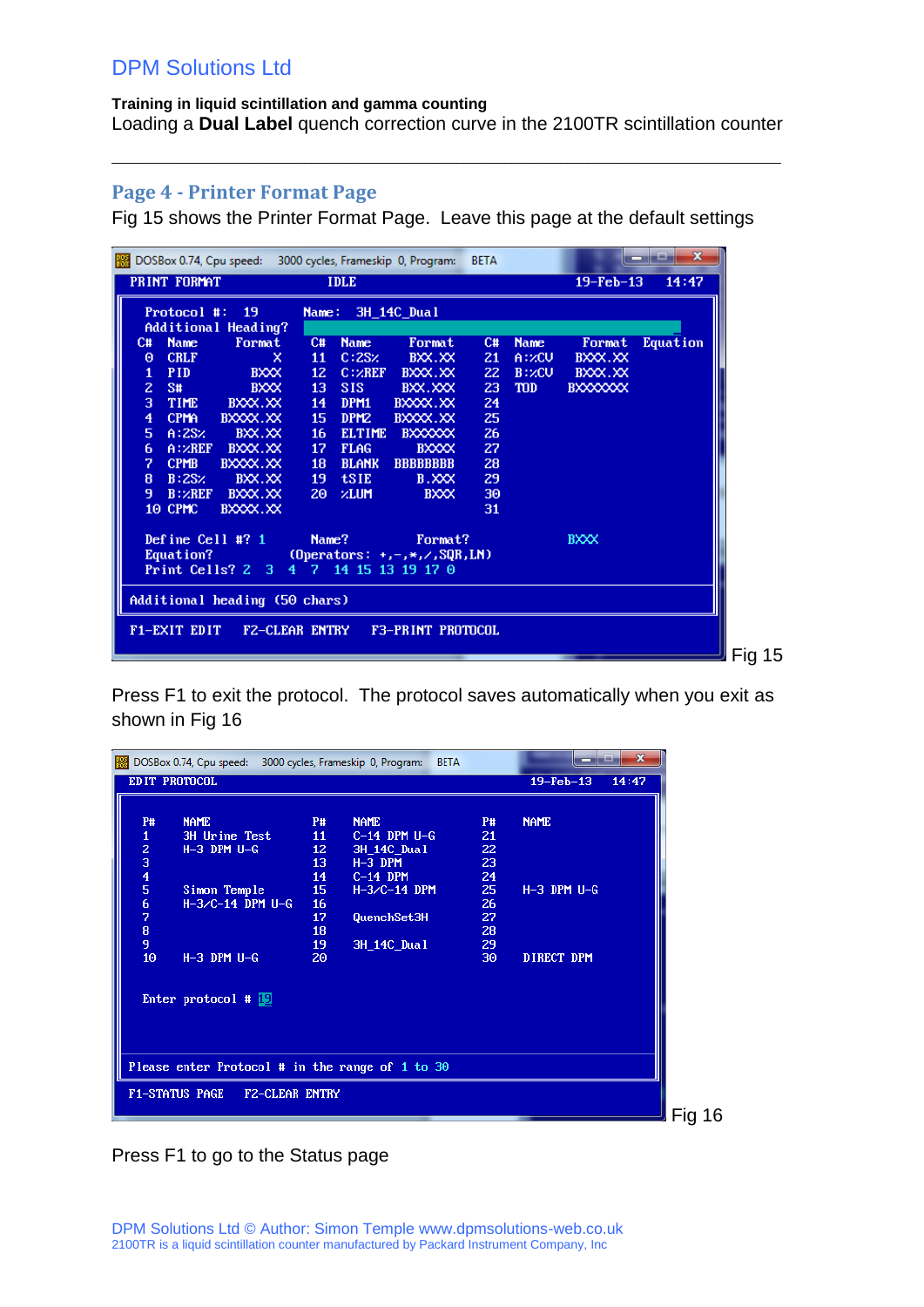## Page 4 - Printer Format Page

Fig 15 shows the Printer Format Page. Leave this page at the default settings

```
DOSBox 0.74, Cpu speed:   3000 cycles, Frameskip 0, Program:   BETA
PRINT FORMAT                    IDLE                       19-Feb-13    14:47

  Protocol #:  19         Name:  3H_14C_Dual
  Additional Heading?
  C#  Name       Format   C#  Name       Format   C#  Name      Format  Equation
  0   CRLF            X   11  C:2S%      BXX.XX   21  A:%CV     BXXX.XX
  1   PID          BXXX   12  C:%REF    BXXX.XX   22  B:%CV     BXXX.XX
  2   S#           BXXX   13  SIS       BXX.XXX   23  TOD       BXXXXXXX
  3   TIME      BXXX.XX   14  DPM1     BXXXX.XX   24
  4   CPMA     BXXXX.XX   15  DPM2     BXXXX.XX   25
  5   A:2S%      BXX.XX   16  ELTIME    BXXXXXX   26
  6   A:%REF    BXXX.XX   17  FLAG        BXXXX   27
  7   CPMB     BXXXX.XX   18  BLANK    BBBBBBBB   28
  8   B:2S%      BXX.XX   19  tSIE        B.XXX   29
  9   B:%REF    BXXX.XX   20  %LUM         BXXX   30
  10  CPMC     BXXXX.XX                           31

  Define Cell #? 1        Name?          Format?            BXXX
  Equation?             (Operators: +,-,*,/,SQR,LN)
  Print Cells? 2  3  4  7  14 15 13 19 17 0

Additional heading (50 chars)

F1-EXIT EDIT   F2-CLEAR ENTRY   F3-PRINT PROTOCOL
```

Fig 15

Press F1 to exit the protocol. The protocol saves automatically when you exit as shown in Fig 16

```
DOSBox 0.74, Cpu speed:   3000 cycles, Frameskip 0, Program:   BETA
EDIT PROTOCOL                                       19-Feb-13    14:47

  P#   NAME                P#   NAME                P#   NAME
  1    3H Urine Test       11   C-14 DPM U-G        21
  2    H-3 DPM U-G         12   3H_14C_Dual         22
  3                        13   H-3 DPM             23
  4                        14   C-14 DPM            24
  5    Simon Temple        15   H-3/C-14 DPM        25   H-3 DPM U-G
  6    H-3/C-14 DPM U-G    16                       26
  7                        17   QuenchSet3H         27
  8                        18                       28
  9                        19   3H_14C_Dual         29
  10   H-3 DPM U-G         20                       30   DIRECT DPM

  Enter protocol # 19

Please enter Protocol # in the range of 1 to 30

F1-STATUS PAGE   F2-CLEAR ENTRY
```

Fig 16

Press F1 to go to the Status page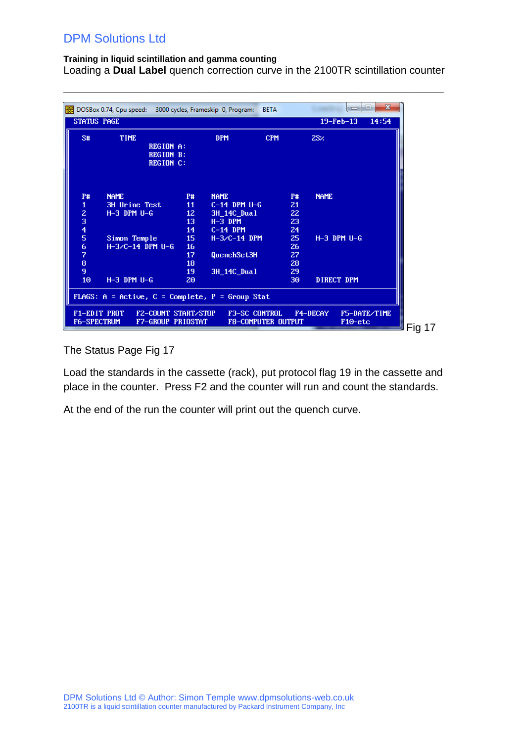DPM Solutions Ltd

**Training in liquid scintillation and gamma counting**

Loading a **Dual Label** quench correction curve in the 2100TR scintillation counter

---

```
DOSBox 0.74, Cpu speed:   3000 cycles, Frameskip  0, Program:   BETA
STATUS PAGE                                                19-Feb-13    14:54

  S#        TIME                    DPM          CPM          2S%
                  REGION A:
                  REGION B:
                  REGION C:

  P#    NAME               P#   NAME               P#   NAME
  1     3H Urine Test      11   C-14 DPM U-G       21
  2     H-3 DPM U-G        12   3H_14C_Dual        22
  3                        13   H-3 DPM            23
  4                        14   C-14 DPM           24
  5     Simon Temple       15   H-3/C-14 DPM       25   H-3 DPM U-G
  6     H-3/C-14 DPM U-G   16                      26
  7                        17   QuenchSet3H        27
  8                        18                      28
  9                        19   3H_14C_Dual        29
  10    H-3 DPM U-G        20                      30   DIRECT DPM

FLAGS: A = Active, C = Complete, P = Group Stat

F1-EDIT PROT    F2-COUNT START/STOP    F3-SC CONTROL    F4-DECAY    F5-DATE/TIME
F6-SPECTRUM     F7-GROUP PRIOSTAT      F8-COMPUTER OUTPUT           F10-etc
```

Fig 17

The Status Page Fig 17

Load the standards in the cassette (rack), put protocol flag 19 in the cassette and place in the counter. Press F2 and the counter will run and count the standards.

At the end of the run the counter will print out the quench curve.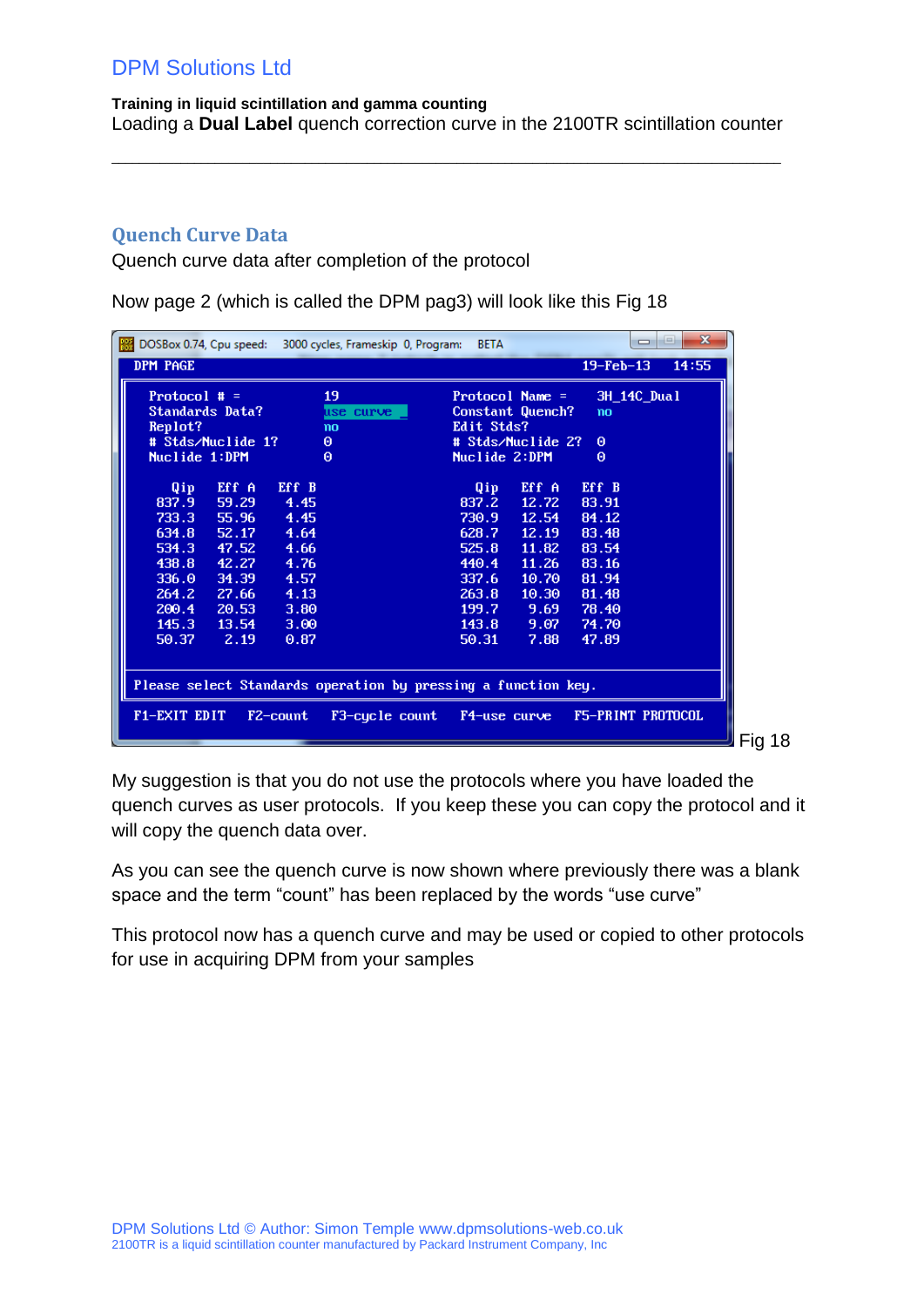## Quench Curve Data

Quench curve data after completion of the protocol

Now page 2 (which is called the DPM pag3) will look like this Fig 18

```
DOSBox 0.74, Cpu speed:   3000 cycles, Frameskip  0, Program:   BETA
DPM PAGE                                                  19-Feb-13    14:55

  Protocol # =              19               Protocol Name =     3H_14C_Dual
  Standards Data?           use curve        Constant Quench?    no
  Replot?                   no               Edit Stds?
  # Stds/Nuclide 1?         0                # Stds/Nuclide 2?   0
  Nuclide 1:DPM             0                Nuclide 2:DPM       0

     Qip    Eff A   Eff B                      Qip    Eff A   Eff B
    837.9   59.29   4.45                      837.2   12.72   83.91
    733.3   55.96   4.45                      730.9   12.54   84.12
    634.8   52.17   4.64                      628.7   12.19   83.48
    534.3   47.52   4.66                      525.8   11.82   83.54
    438.8   42.27   4.76                      440.4   11.26   83.16
    336.0   34.39   4.57                      337.6   10.70   81.94
    264.2   27.66   4.13                      263.8   10.30   81.48
    200.4   20.53   3.80                      199.7    9.69   78.40
    145.3   13.54   3.00                      143.8    9.07   74.70
    50.37    2.19   0.87                      50.31    7.88   47.89

Please select Standards operation by pressing a function key.

F1-EXIT EDIT   F2-count   F3-cycle count   F4-use curve   F5-PRINT PROTOCOL
```

Fig 18

My suggestion is that you do not use the protocols where you have loaded the quench curves as user protocols. If you keep these you can copy the protocol and it will copy the quench data over.

As you can see the quench curve is now shown where previously there was a blank space and the term “count” has been replaced by the words “use curve”

This protocol now has a quench curve and may be used or copied to other protocols for use in acquiring DPM from your samples